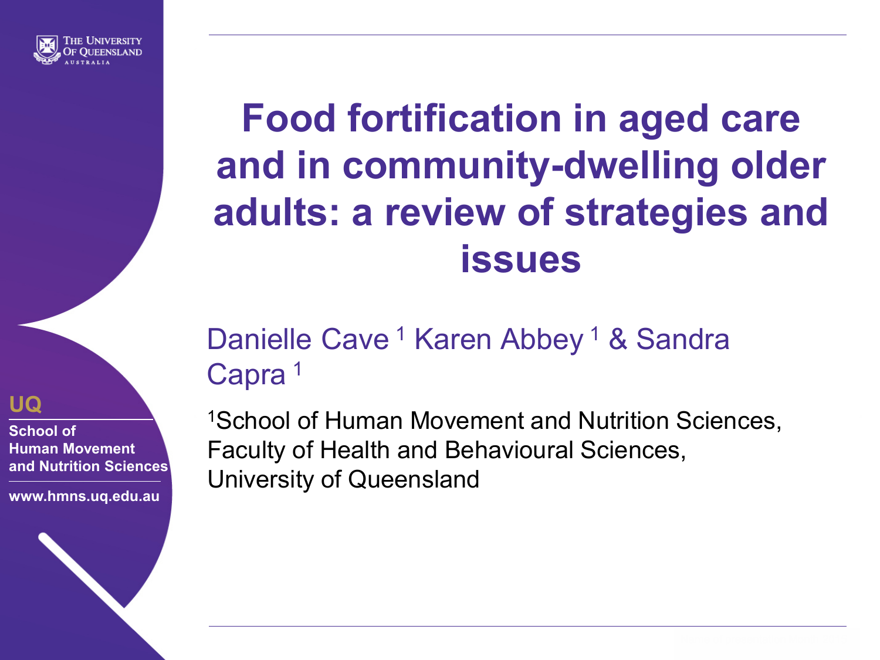# Food fortification in aged care and in community-dwelling older adults: a review of strategies and issues

Danielle Cave [1] Karen Abbey [1] & Sandra Capra [1]

[1]School of Human Movement and Nutrition Sciences, Faculty of Health and Behavioural Sciences, University of Queensland

THE UNIVERSITY OF QUEENSLAND AUSTRALIA

UQ

School of Human Movement and Nutrition Sciences

www.hmns.uq.edu.au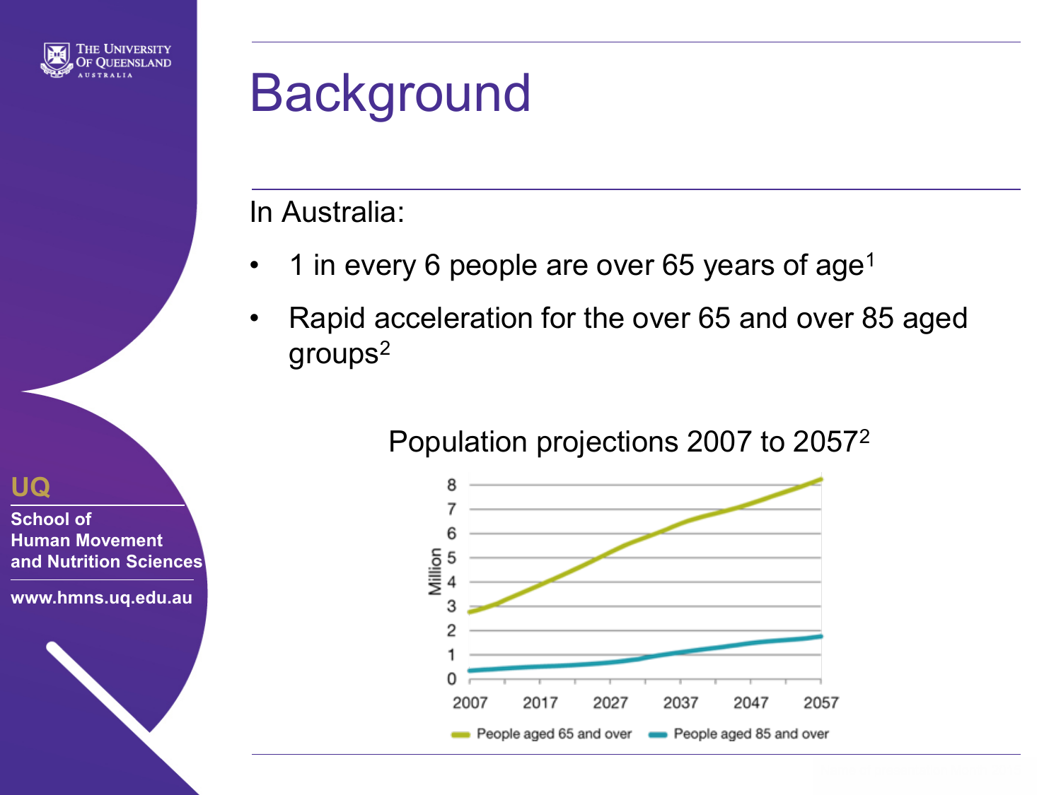# Background

In Australia:

- 1 in every 6 people are over 65 years of age[1]
- Rapid acceleration for the over 65 and over 85 aged groups[2]

Population projections 2007 to 2057[2]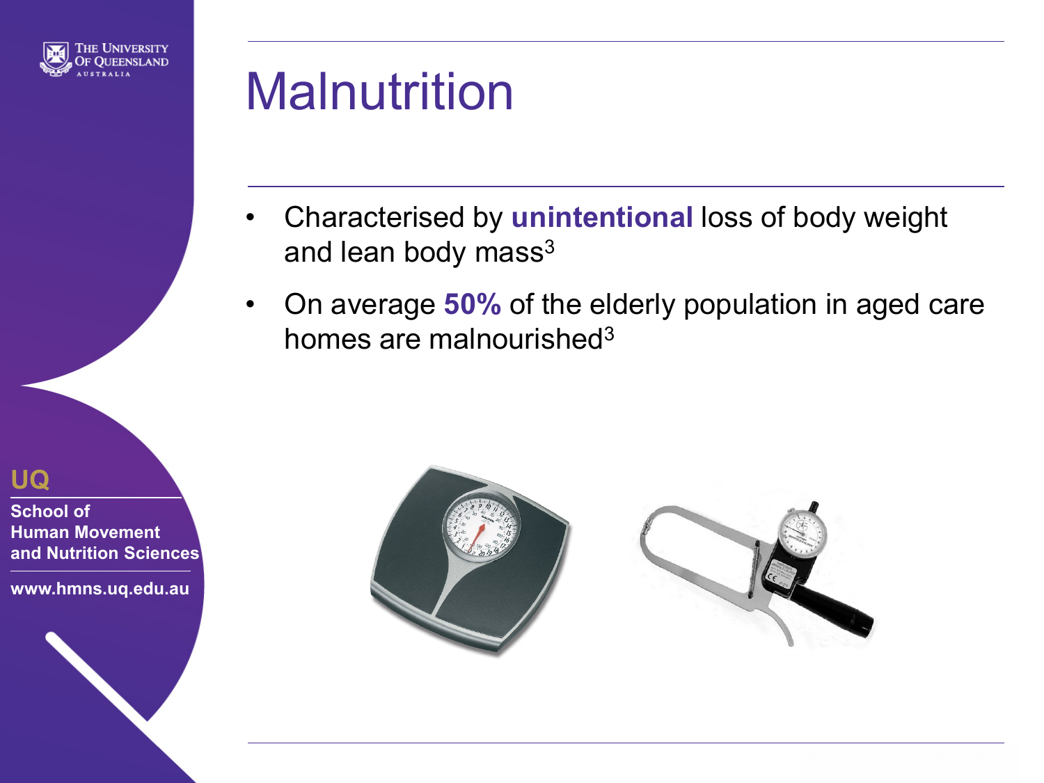# Malnutrition

- Characterised by **unintentional** loss of body weight and lean body mass[3]
- On average **50%** of the elderly population in aged care homes are malnourished[3]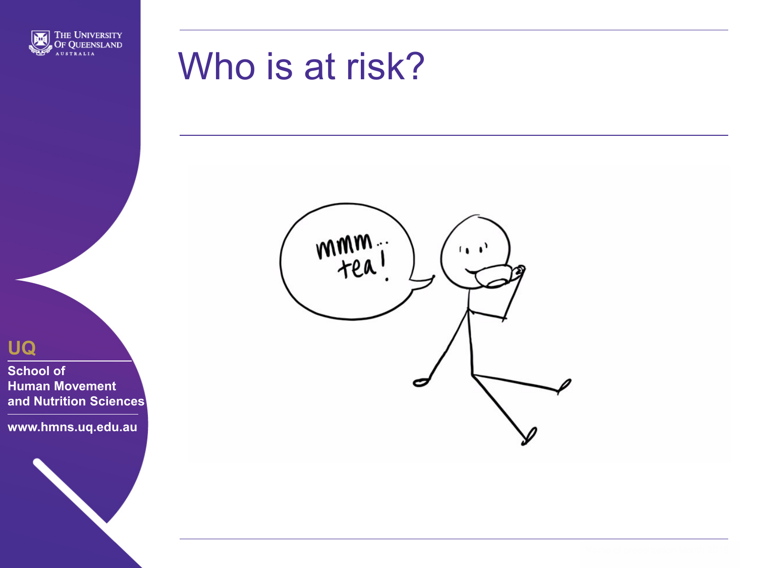# Who is at risk?

mmm... tea!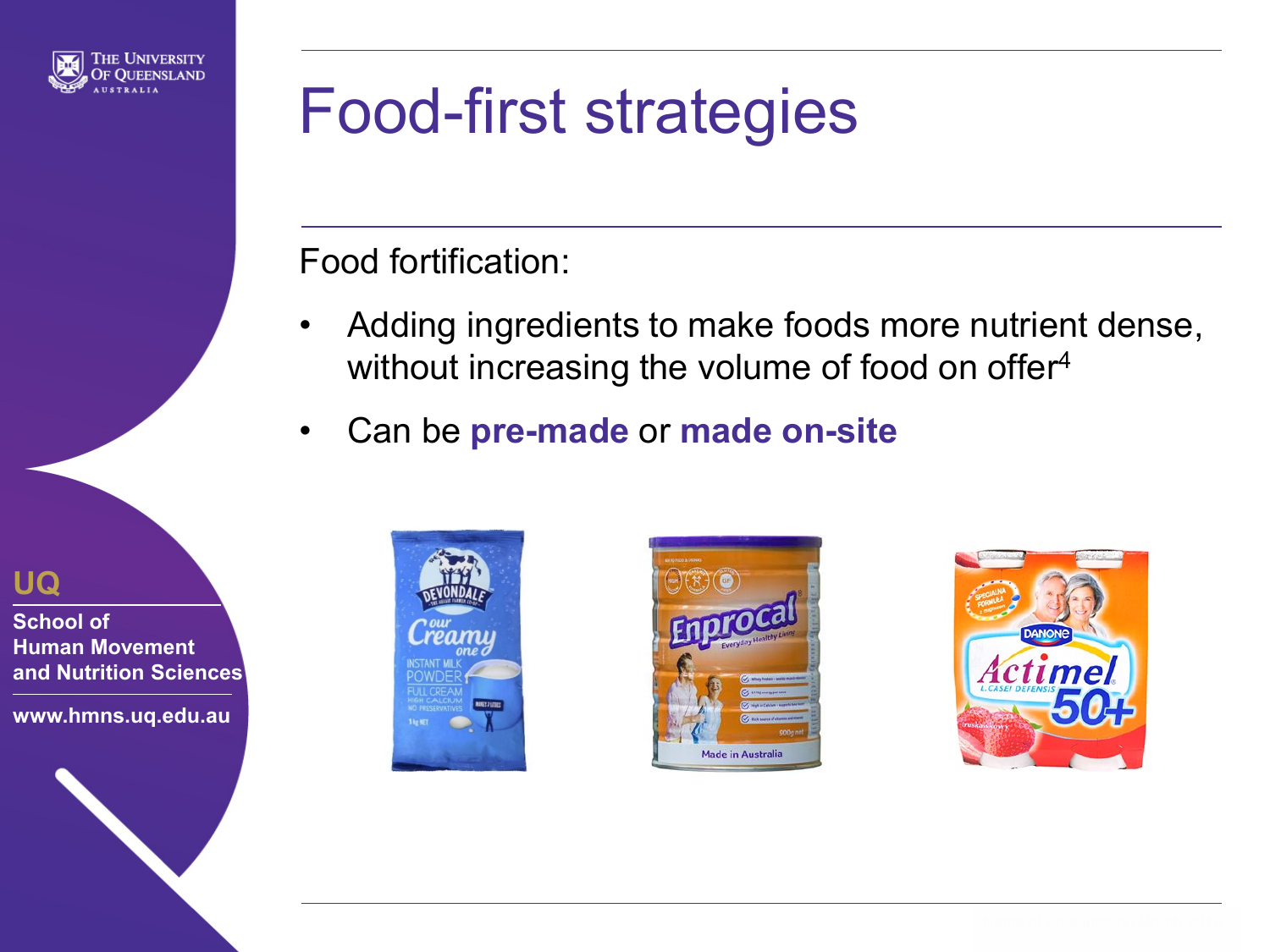# Food-first strategies

Food fortification:

- Adding ingredients to make foods more nutrient dense, without increasing the volume of food on offer[4]
- Can be **pre-made** or **made on-site**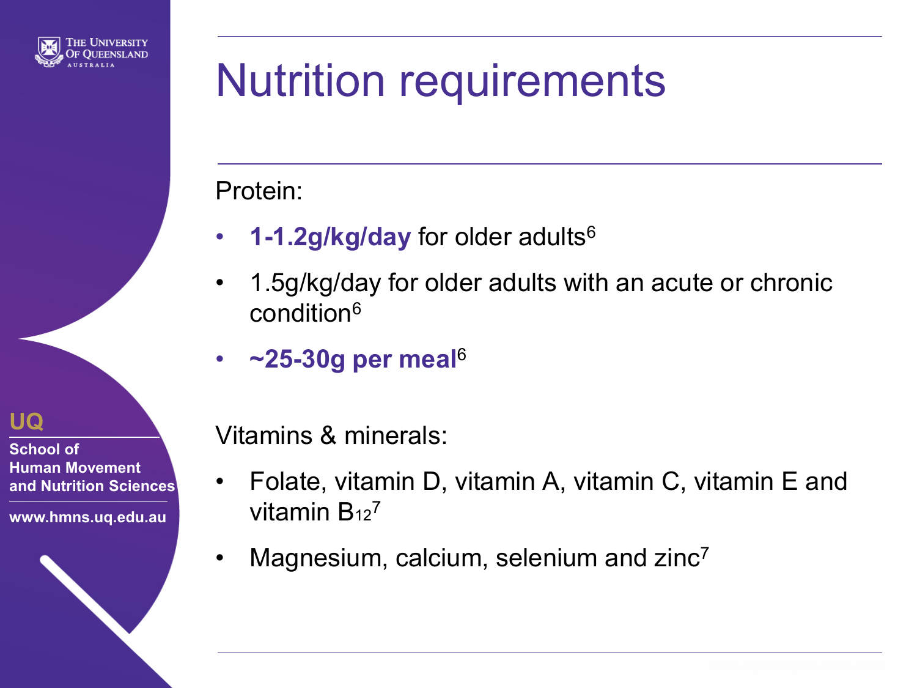# Nutrition requirements

Protein:

- **1-1.2g/kg/day** for older adults[6]
- 1.5g/kg/day for older adults with an acute or chronic condition[6]
- **~25-30g per meal**[6]

Vitamins & minerals:

- Folate, vitamin D, vitamin A, vitamin C, vitamin E and vitamin $B_{12}$[7]
- Magnesium, calcium, selenium and zinc[7]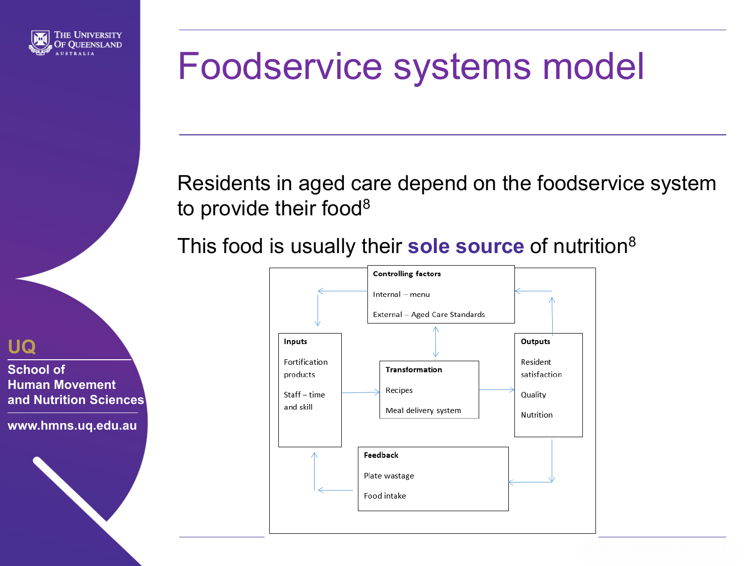# Foodservice systems model

Residents in aged care depend on the foodservice system to provide their food[8]

This food is usually their **sole source** of nutrition[8]

**Controlling factors**

Internal – menu

External – Aged Care Standards

**Inputs**

Fortification products

Staff – time and skill

**Transformation**

Recipes

Meal delivery system

**Outputs**

Resident satisfaction

Quality

Nutrition

**Feedback**

Plate wastage

Food intake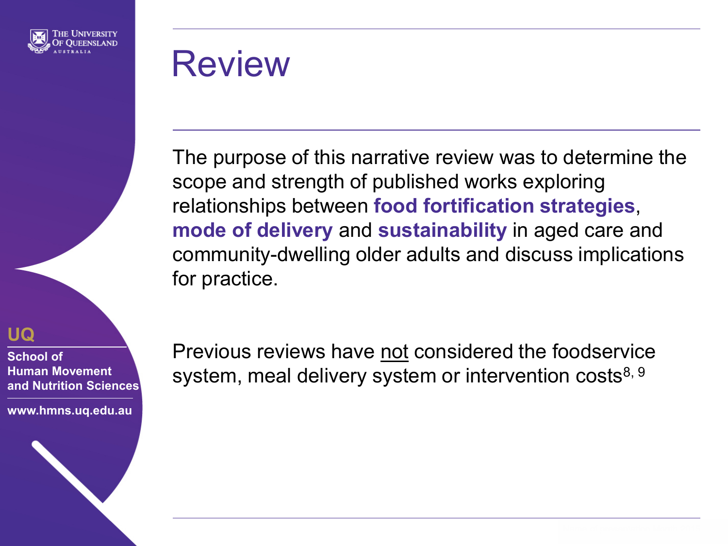# Review

The purpose of this narrative review was to determine the scope and strength of published works exploring relationships between **food fortification strategies**, **mode of delivery** and **sustainability** in aged care and community-dwelling older adults and discuss implications for practice.

Previous reviews have not considered the foodservice system, meal delivery system or intervention costs[8, 9]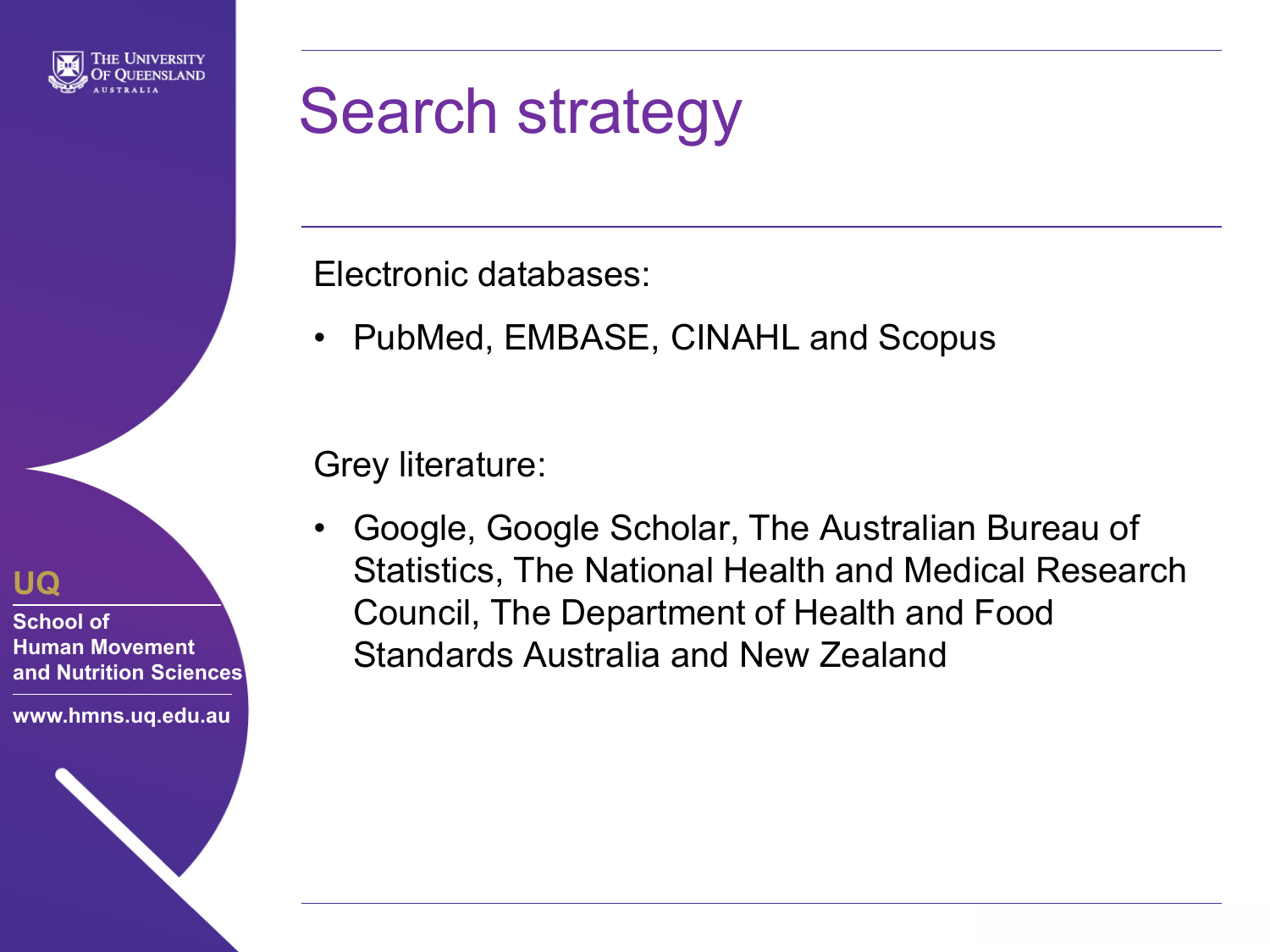# Search strategy

Electronic databases:

- PubMed, EMBASE, CINAHL and Scopus

Grey literature:

- Google, Google Scholar, The Australian Bureau of Statistics, The National Health and Medical Research Council, The Department of Health and Food Standards Australia and New Zealand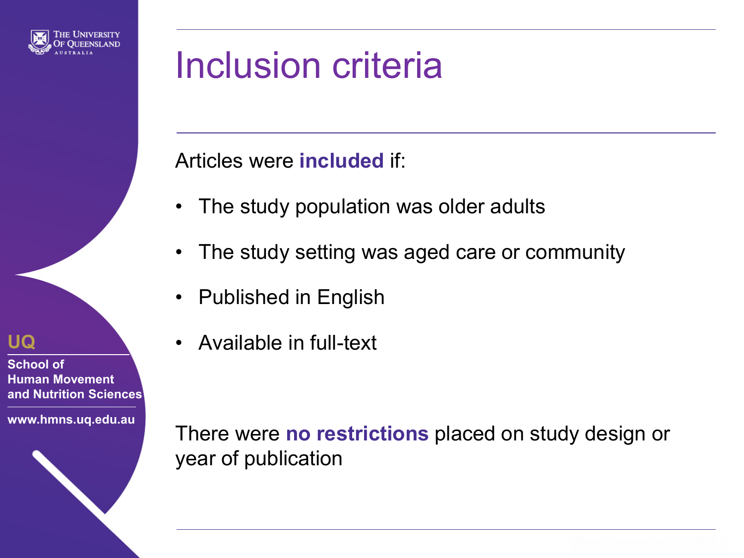# Inclusion criteria

Articles were **included** if:

- The study population was older adults
- The study setting was aged care or community
- Published in English
- Available in full-text

There were **no restrictions** placed on study design or year of publication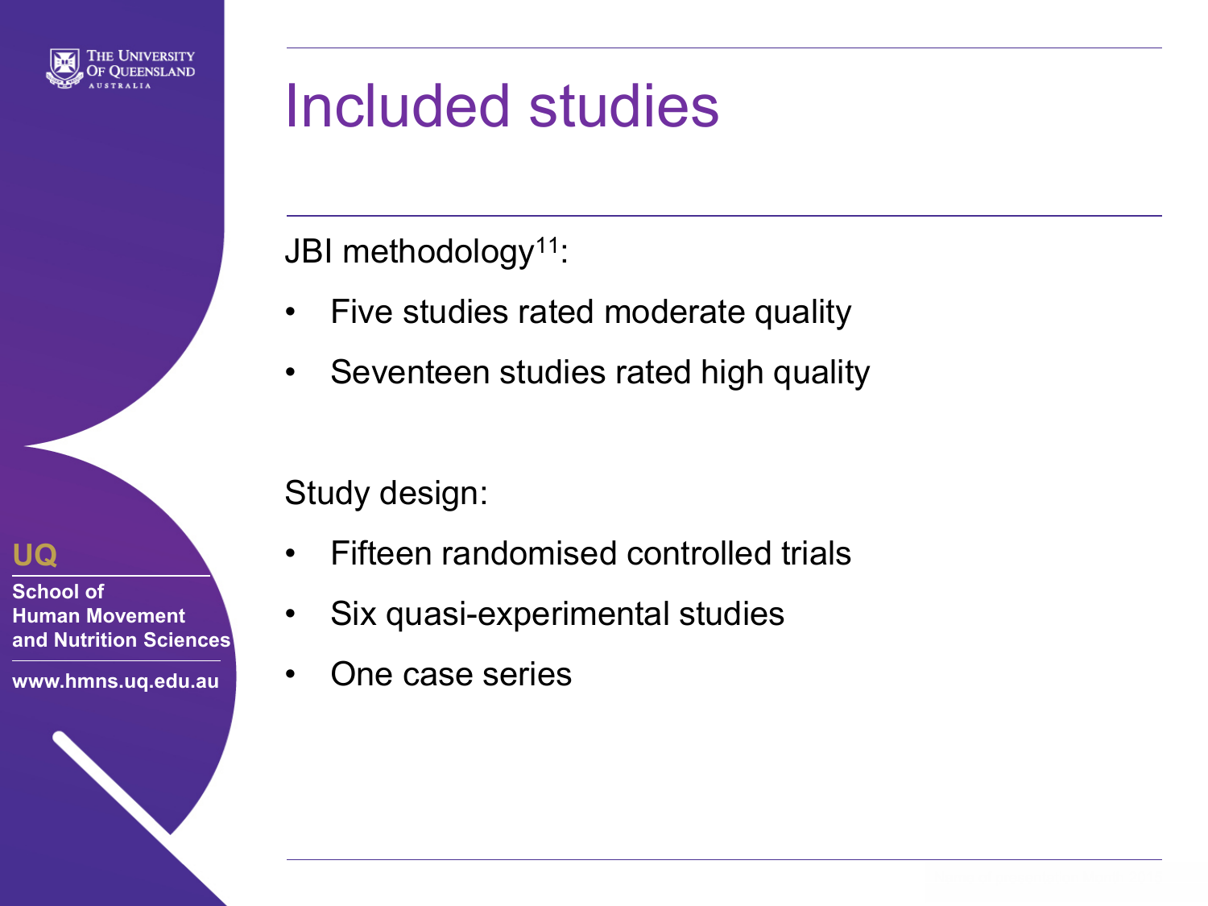# Included studies

JBI methodology[11]:

- Five studies rated moderate quality
- Seventeen studies rated high quality

Study design:

- Fifteen randomised controlled trials
- Six quasi-experimental studies
- One case series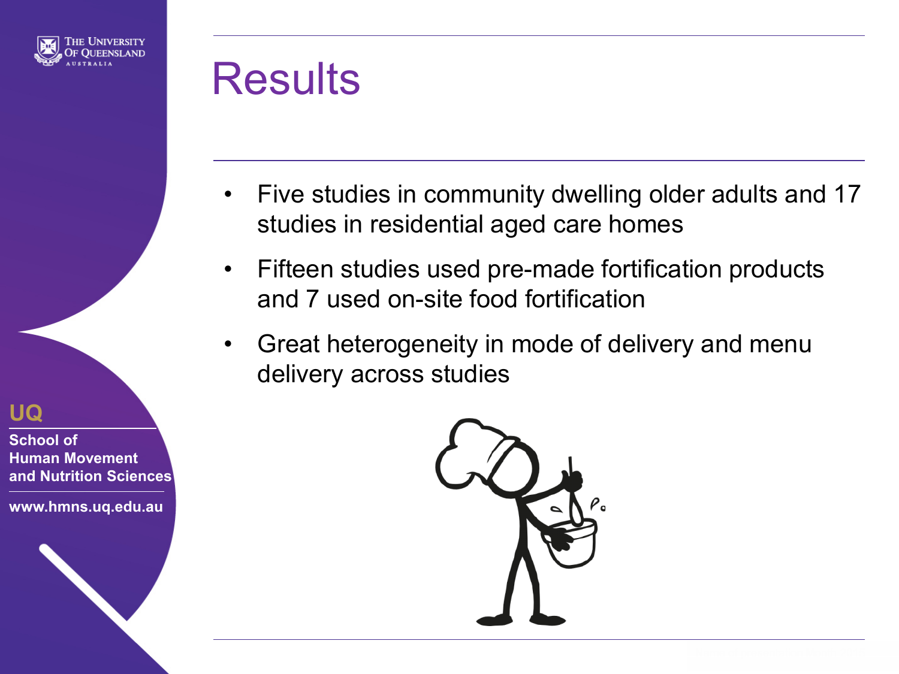# Results

- Five studies in community dwelling older adults and 17 studies in residential aged care homes
- Fifteen studies used pre-made fortification products and 7 used on-site food fortification
- Great heterogeneity in mode of delivery and menu delivery across studies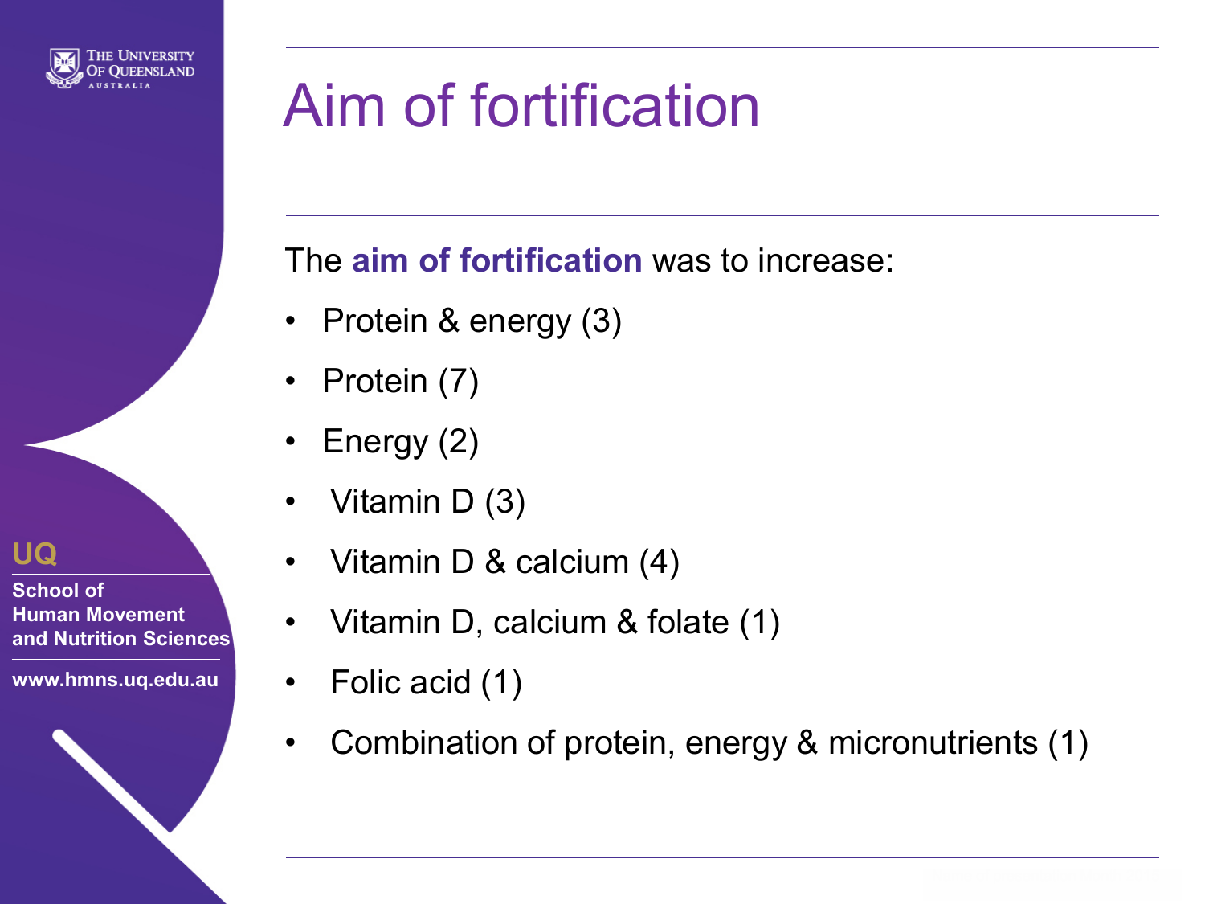# Aim of fortification

The **aim of fortification** was to increase:

- Protein & energy (3)
- Protein (7)
- Energy (2)
- Vitamin D (3)
- Vitamin D & calcium (4)
- Vitamin D, calcium & folate (1)
- Folic acid (1)
- Combination of protein, energy & micronutrients (1)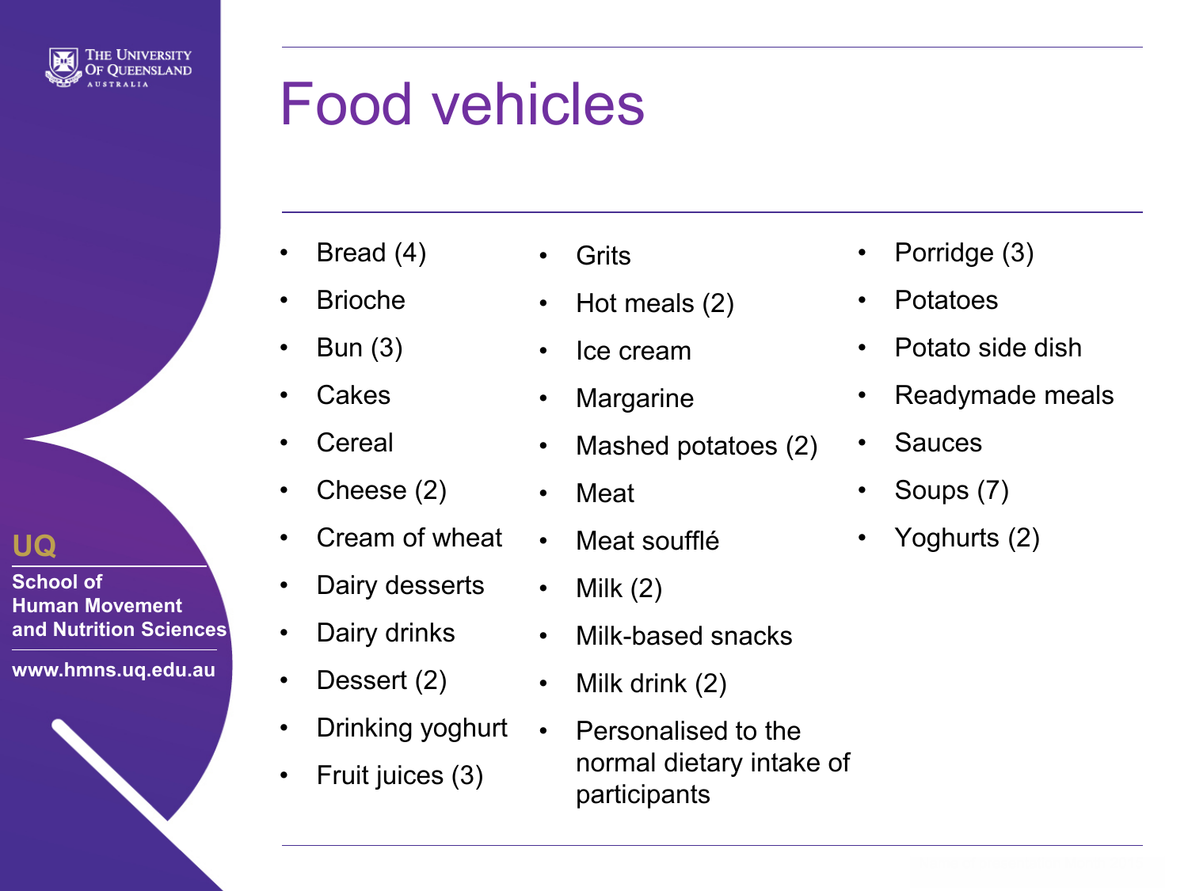# Food vehicles

- Bread (4)
- Brioche
- Bun (3)
- Cakes
- Cereal
- Cheese (2)
- Cream of wheat
- Dairy desserts
- Dairy drinks
- Dessert (2)
- Drinking yoghurt
- Fruit juices (3)
- Grits
- Hot meals (2)
- Ice cream
- Margarine
- Mashed potatoes (2)
- Meat
- Meat soufflé
- Milk (2)
- Milk-based snacks
- Milk drink (2)
- Personalised to the normal dietary intake of participants
- Porridge (3)
- Potatoes
- Potato side dish
- Readymade meals
- Sauces
- Soups (7)
- Yoghurts (2)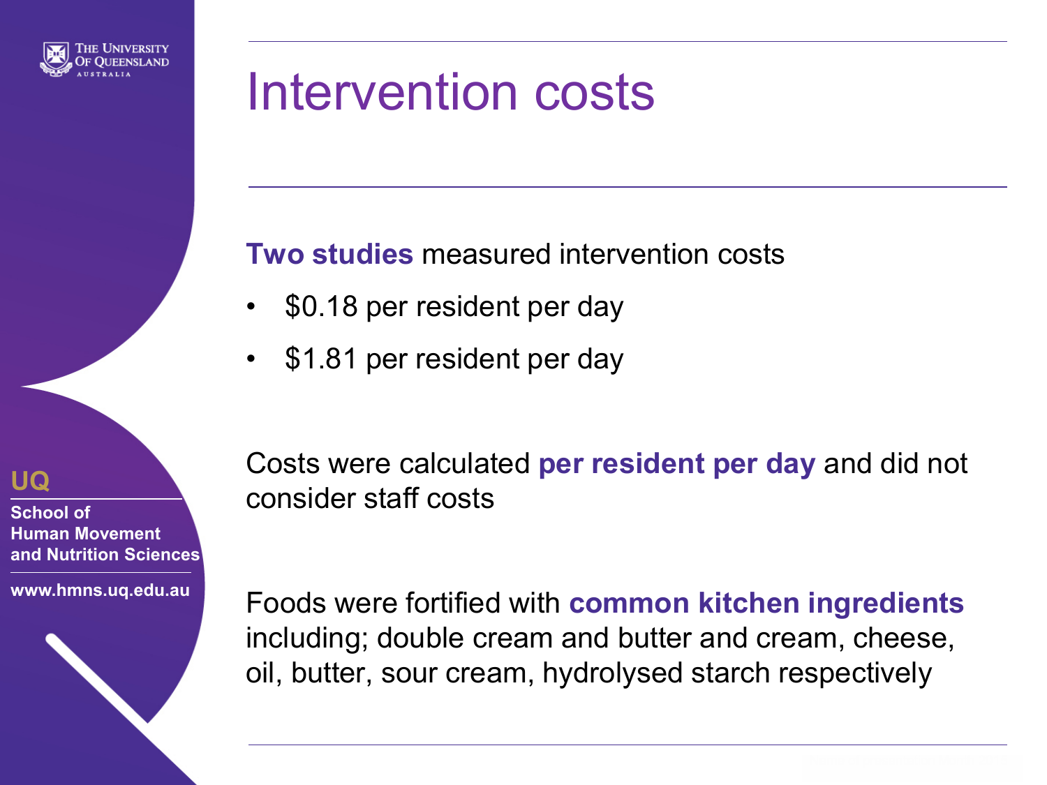# Intervention costs

**Two studies** measured intervention costs

- $0.18 per resident per day
- $1.81 per resident per day

Costs were calculated **per resident per day** and did not consider staff costs

Foods were fortified with **common kitchen ingredients** including; double cream and butter and cream, cheese, oil, butter, sour cream, hydrolysed starch respectively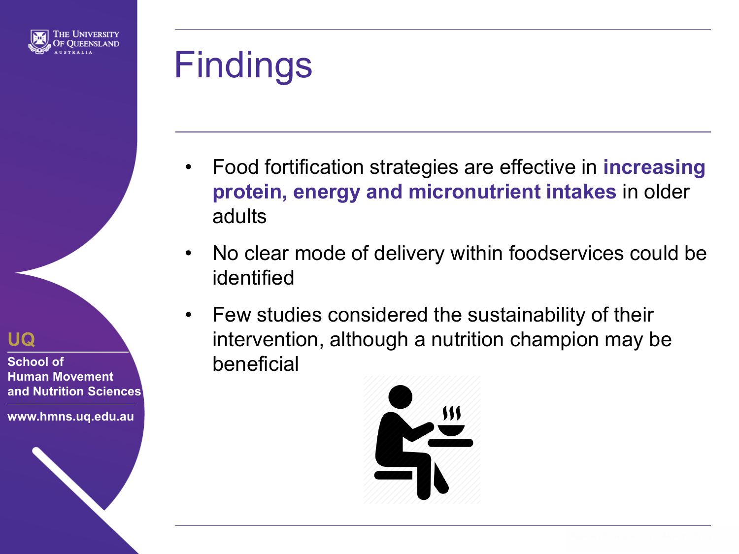# Findings

- Food fortification strategies are effective in **increasing protein, energy and micronutrient intakes** in older adults
- No clear mode of delivery within foodservices could be identified
- Few studies considered the sustainability of their intervention, although a nutrition champion may be beneficial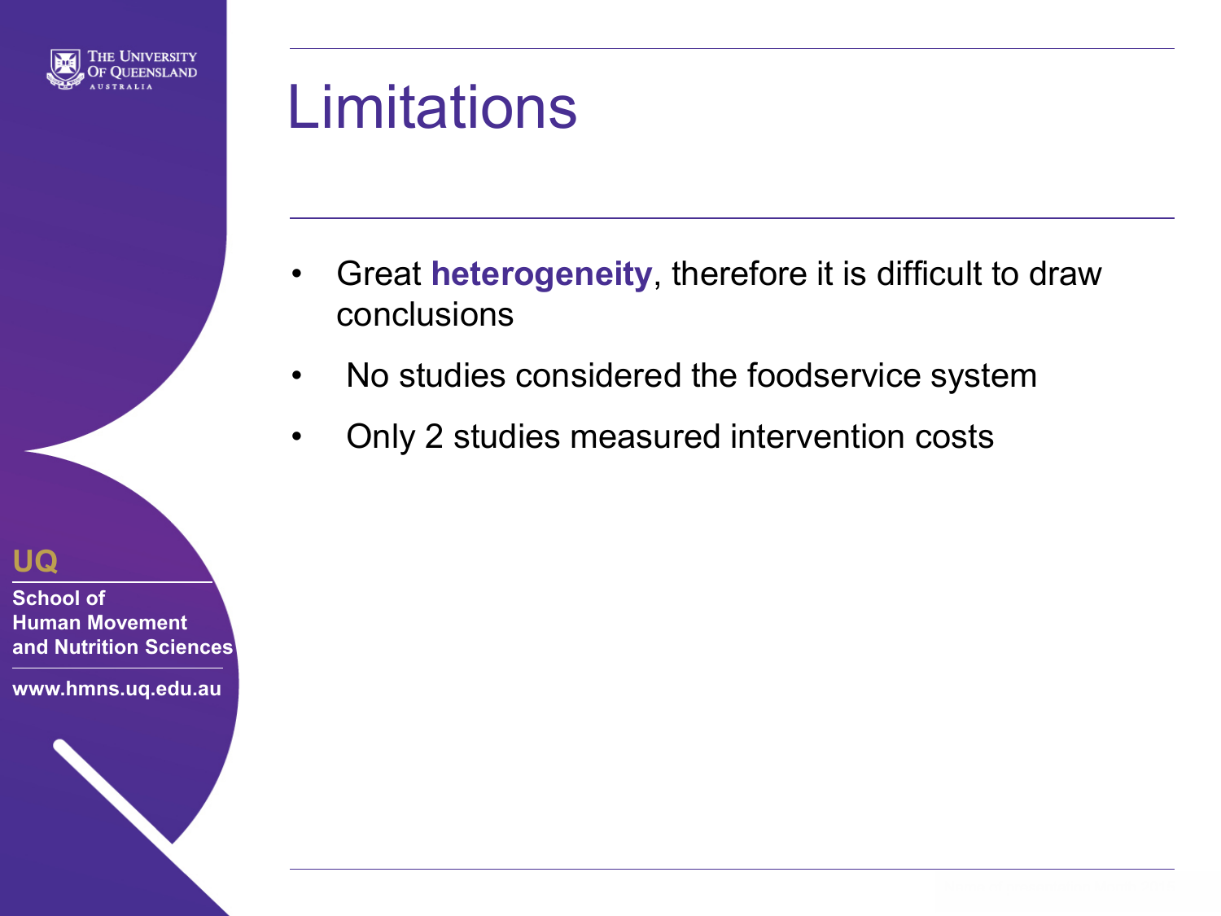# Limitations

- Great **heterogeneity**, therefore it is difficult to draw conclusions
- No studies considered the foodservice system
- Only 2 studies measured intervention costs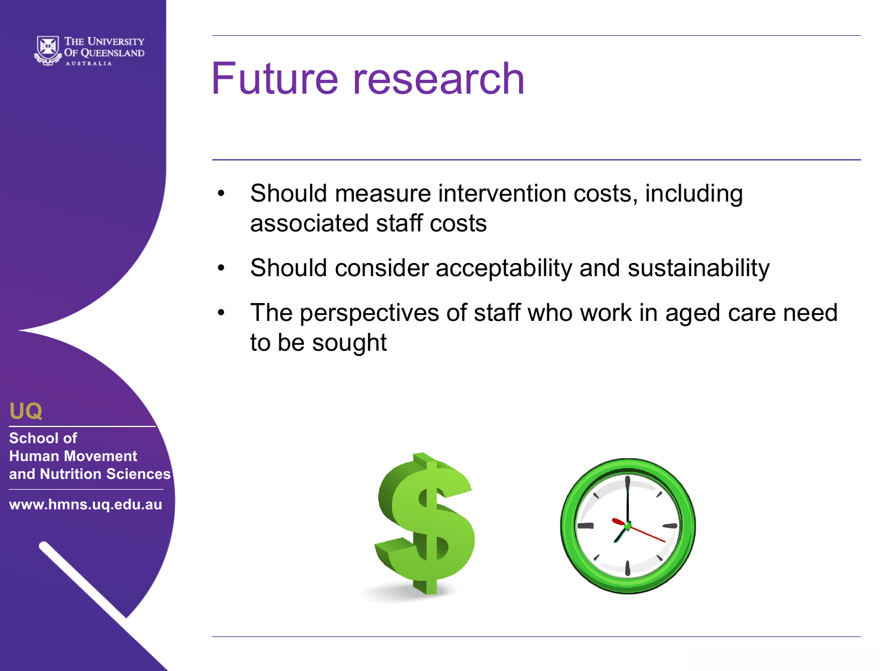# Future research

- Should measure intervention costs, including associated staff costs
- Should consider acceptability and sustainability
- The perspectives of staff who work in aged care need to be sought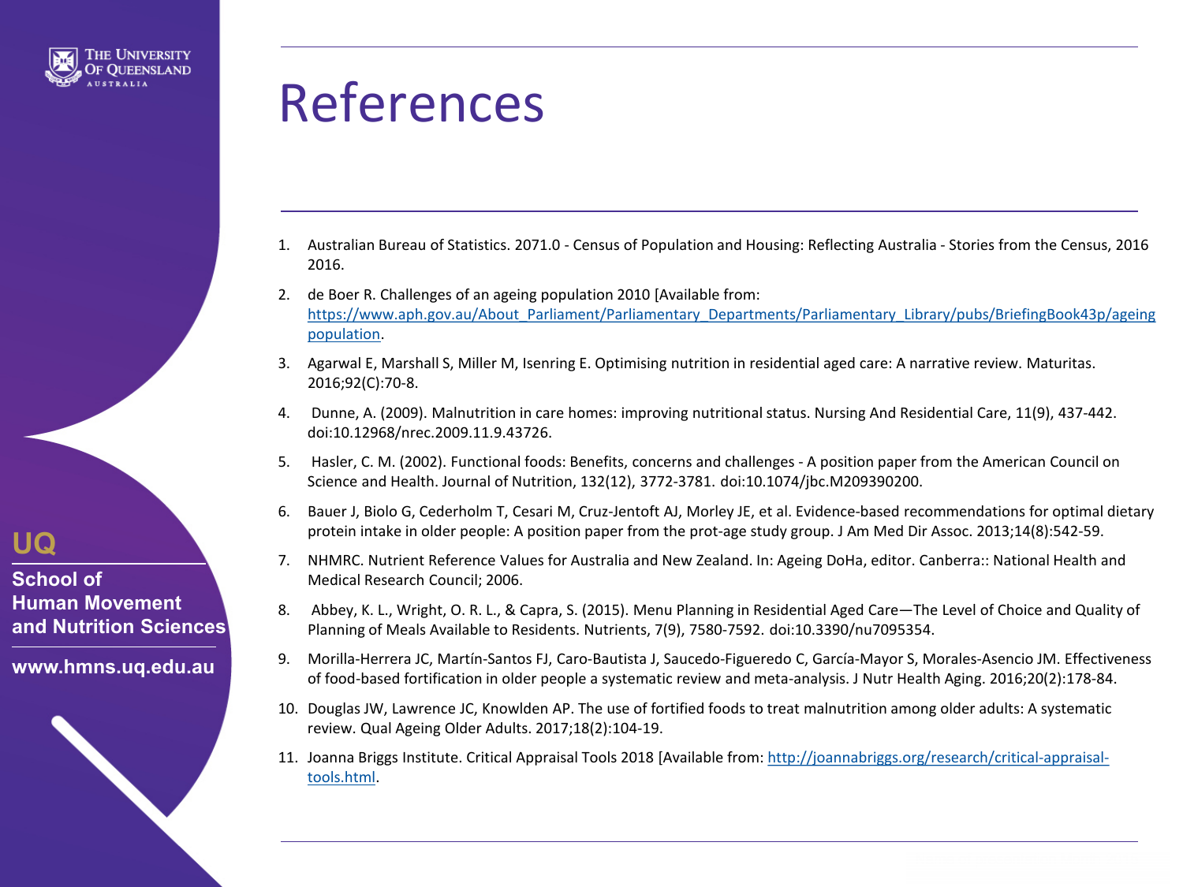# References

1. Australian Bureau of Statistics. 2071.0 - Census of Population and Housing: Reflecting Australia - Stories from the Census, 2016 2016.
2. de Boer R. Challenges of an ageing population 2010 [Available from: https://www.aph.gov.au/About_Parliament/Parliamentary_Departments/Parliamentary_Library/pubs/BriefingBook43p/ageingpopulation.
3. Agarwal E, Marshall S, Miller M, Isenring E. Optimising nutrition in residential aged care: A narrative review. Maturitas. 2016;92(C):70-8.
4. Dunne, A. (2009). Malnutrition in care homes: improving nutritional status. Nursing And Residential Care, 11(9), 437-442. doi:10.12968/nrec.2009.11.9.43726.
5. Hasler, C. M. (2002). Functional foods: Benefits, concerns and challenges - A position paper from the American Council on Science and Health. Journal of Nutrition, 132(12), 3772-3781. doi:10.1074/jbc.M209390200.
6. Bauer J, Biolo G, Cederholm T, Cesari M, Cruz-Jentoft AJ, Morley JE, et al. Evidence-based recommendations for optimal dietary protein intake in older people: A position paper from the prot-age study group. J Am Med Dir Assoc. 2013;14(8):542-59.
7. NHMRC. Nutrient Reference Values for Australia and New Zealand. In: Ageing DoHa, editor. Canberra:: National Health and Medical Research Council; 2006.
8. Abbey, K. L., Wright, O. R. L., & Capra, S. (2015). Menu Planning in Residential Aged Care—The Level of Choice and Quality of Planning of Meals Available to Residents. Nutrients, 7(9), 7580-7592. doi:10.3390/nu7095354.
9. Morilla-Herrera JC, Martín-Santos FJ, Caro-Bautista J, Saucedo-Figueredo C, García-Mayor S, Morales-Asencio JM. Effectiveness of food-based fortification in older people a systematic review and meta-analysis. J Nutr Health Aging. 2016;20(2):178-84.
10. Douglas JW, Lawrence JC, Knowlden AP. The use of fortified foods to treat malnutrition among older adults: A systematic review. Qual Ageing Older Adults. 2017;18(2):104-19.
11. Joanna Briggs Institute. Critical Appraisal Tools 2018 [Available from: http://joannabriggs.org/research/critical-appraisal-tools.html.